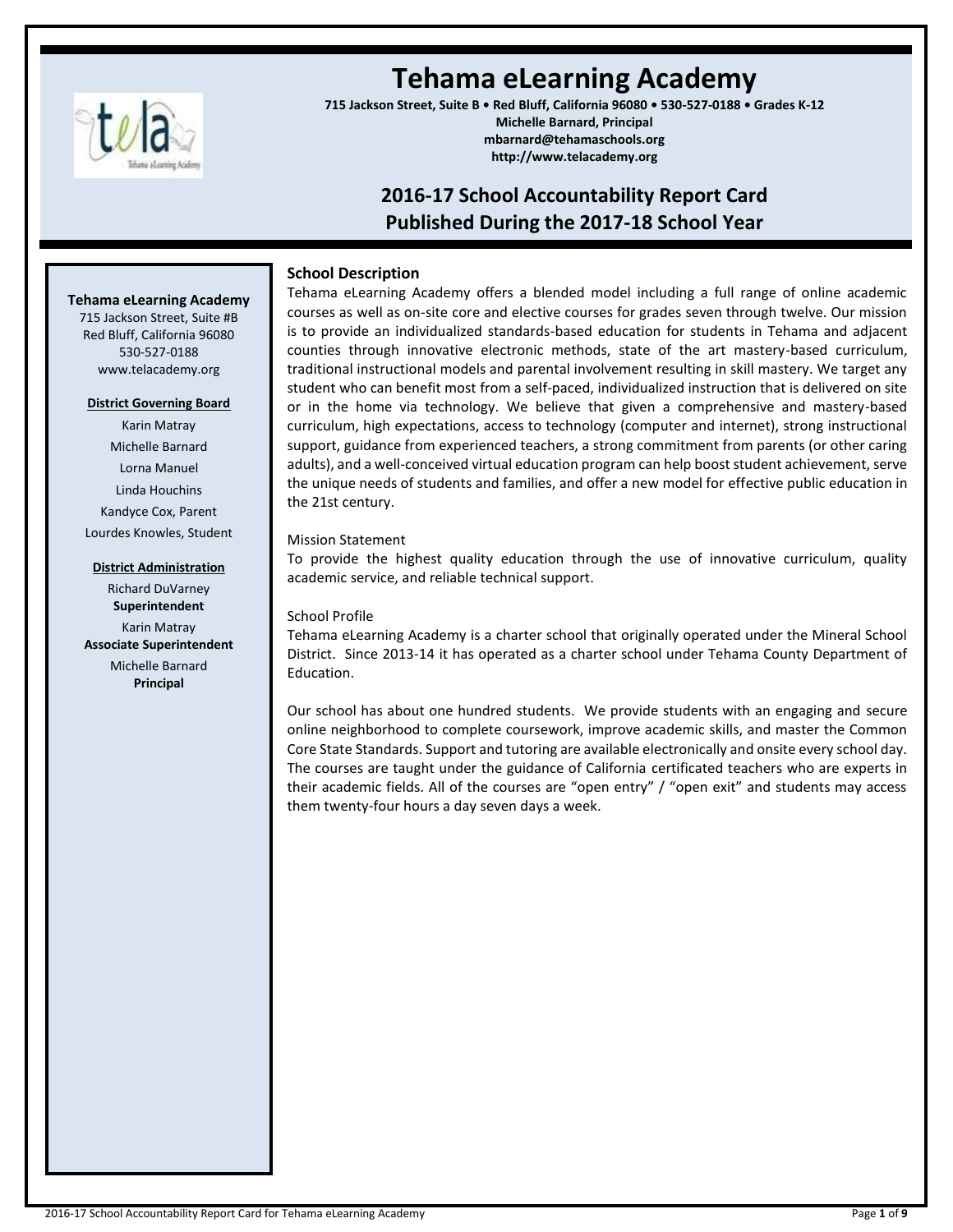# Tehama eLearning Academy

**715 Jackson Street, Suite B • Red Bluff, California 96080 • 530-527-0188 • Grades K-12**
**Michelle Barnard, Principal**
**mbarnard@tehamaschools.org**
**http://www.telacademy.org**

## 2016-17 School Accountability Report Card
## Published During the 2017-18 School Year

**Tehama eLearning Academy**
715 Jackson Street, Suite #B
Red Bluff, California 96080
530-527-0188
www.telacademy.org

**District Governing Board**

Karin Matray
Michelle Barnard
Lorna Manuel
Linda Houchins
Kandyce Cox, Parent
Lourdes Knowles, Student

**District Administration**

Richard DuVarney
**Superintendent**
Karin Matray
**Associate Superintendent**
Michelle Barnard
**Principal**

### School Description

Tehama eLearning Academy offers a blended model including a full range of online academic courses as well as on-site core and elective courses for grades seven through twelve. Our mission is to provide an individualized standards-based education for students in Tehama and adjacent counties through innovative electronic methods, state of the art mastery-based curriculum, traditional instructional models and parental involvement resulting in skill mastery. We target any student who can benefit most from a self-paced, individualized instruction that is delivered on site or in the home via technology. We believe that given a comprehensive and mastery-based curriculum, high expectations, access to technology (computer and internet), strong instructional support, guidance from experienced teachers, a strong commitment from parents (or other caring adults), and a well-conceived virtual education program can help boost student achievement, serve the unique needs of students and families, and offer a new model for effective public education in the 21st century.

Mission Statement

To provide the highest quality education through the use of innovative curriculum, quality academic service, and reliable technical support.

School Profile

Tehama eLearning Academy is a charter school that originally operated under the Mineral School District. Since 2013-14 it has operated as a charter school under Tehama County Department of Education.

Our school has about one hundred students. We provide students with an engaging and secure online neighborhood to complete coursework, improve academic skills, and master the Common Core State Standards. Support and tutoring are available electronically and onsite every school day. The courses are taught under the guidance of California certificated teachers who are experts in their academic fields. All of the courses are "open entry" / "open exit" and students may access them twenty-four hours a day seven days a week.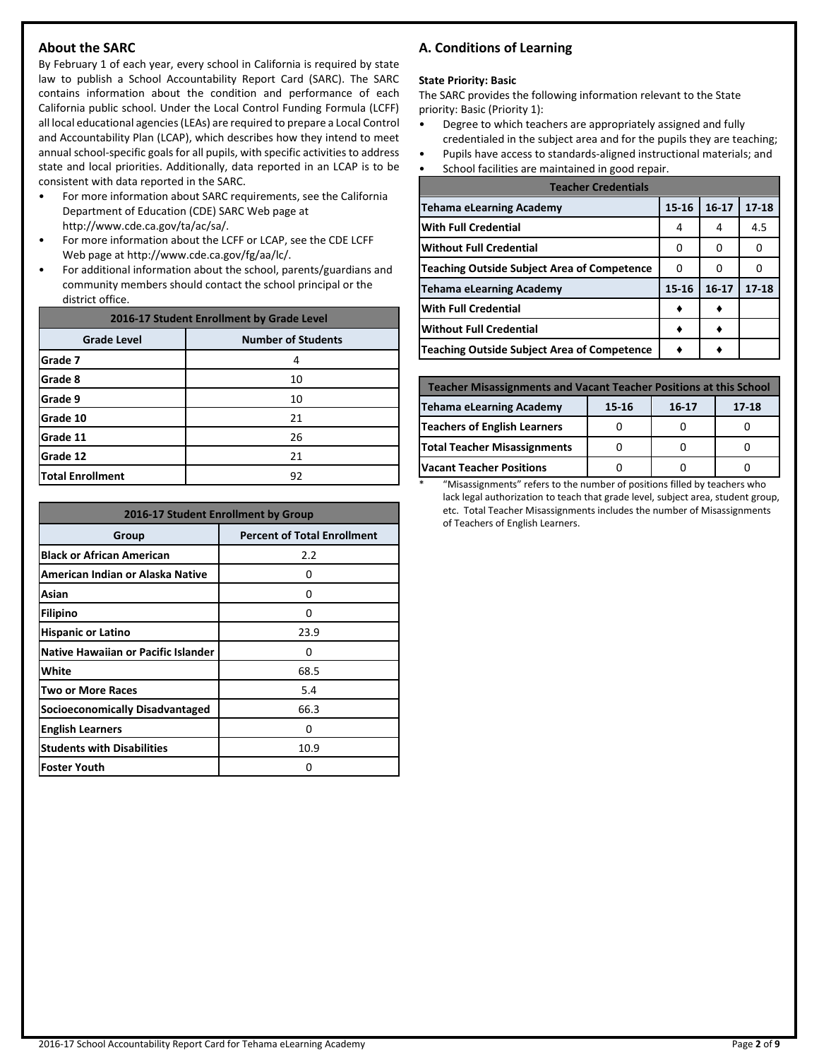## About the SARC

By February 1 of each year, every school in California is required by state law to publish a School Accountability Report Card (SARC). The SARC contains information about the condition and performance of each California public school. Under the Local Control Funding Formula (LCFF) all local educational agencies (LEAs) are required to prepare a Local Control and Accountability Plan (LCAP), which describes how they intend to meet annual school-specific goals for all pupils, with specific activities to address state and local priorities. Additionally, data reported in an LCAP is to be consistent with data reported in the SARC.

- For more information about SARC requirements, see the California Department of Education (CDE) SARC Web page at http://www.cde.ca.gov/ta/ac/sa/.
- For more information about the LCFF or LCAP, see the CDE LCFF Web page at http://www.cde.ca.gov/fg/aa/lc/.
- For additional information about the school, parents/guardians and community members should contact the school principal or the district office.

| 2016-17 Student Enrollment by Grade Level | |
|---|---|
| **Grade Level** | **Number of Students** |
| **Grade 7** | 4 |
| **Grade 8** | 10 |
| **Grade 9** | 10 |
| **Grade 10** | 21 |
| **Grade 11** | 26 |
| **Grade 12** | 21 |
| **Total Enrollment** | 92 |

| 2016-17 Student Enrollment by Group | |
|---|---|
| **Group** | **Percent of Total Enrollment** |
| **Black or African American** | 2.2 |
| **American Indian or Alaska Native** | 0 |
| **Asian** | 0 |
| **Filipino** | 0 |
| **Hispanic or Latino** | 23.9 |
| **Native Hawaiian or Pacific Islander** | 0 |
| **White** | 68.5 |
| **Two or More Races** | 5.4 |
| **Socioeconomically Disadvantaged** | 66.3 |
| **English Learners** | 0 |
| **Students with Disabilities** | 10.9 |
| **Foster Youth** | 0 |

## A. Conditions of Learning

**State Priority: Basic**

The SARC provides the following information relevant to the State priority: Basic (Priority 1):

- Degree to which teachers are appropriately assigned and fully credentialed in the subject area and for the pupils they are teaching;
- Pupils have access to standards-aligned instructional materials; and
- School facilities are maintained in good repair.

| Teacher Credentials | | | |
|---|---|---|---|
| **Tehama eLearning Academy** | **15-16** | **16-17** | **17-18** |
| **With Full Credential** | 4 | 4 | 4.5 |
| **Without Full Credential** | 0 | 0 | 0 |
| **Teaching Outside Subject Area of Competence** | 0 | 0 | 0 |
| **Tehama eLearning Academy** | **15-16** | **16-17** | **17-18** |
| **With Full Credential** | ♦ | ♦ | |
| **Without Full Credential** | ♦ | ♦ | |
| **Teaching Outside Subject Area of Competence** | ♦ | ♦ | |

| Teacher Misassignments and Vacant Teacher Positions at this School | | | |
|---|---|---|---|
| **Tehama eLearning Academy** | **15-16** | **16-17** | **17-18** |
| **Teachers of English Learners** | 0 | 0 | 0 |
| **Total Teacher Misassignments** | 0 | 0 | 0 |
| **Vacant Teacher Positions** | 0 | 0 | 0 |

* "Misassignments" refers to the number of positions filled by teachers who lack legal authorization to teach that grade level, subject area, student group, etc. Total Teacher Misassignments includes the number of Misassignments of Teachers of English Learners.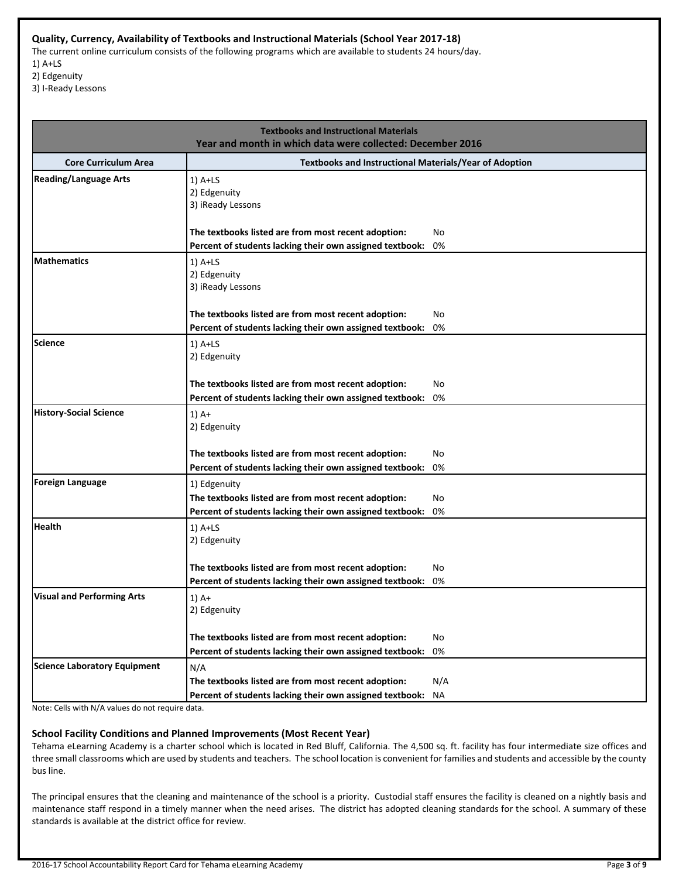### Quality, Currency, Availability of Textbooks and Instructional Materials (School Year 2017-18)

The current online curriculum consists of the following programs which are available to students 24 hours/day.

1) A+LS
2) Edgenuity
3) I-Ready Lessons

| Textbooks and Instructional Materials<br>Year and month in which data were collected: December 2016 | |
|---|---|
| **Core Curriculum Area** | **Textbooks and Instructional Materials/Year of Adoption** |
| **Reading/Language Arts** | 1) A+LS<br>2) Edgenuity<br>3) iReady Lessons<br><br>**The textbooks listed are from most recent adoption:** No<br>**Percent of students lacking their own assigned textbook:** 0% |
| **Mathematics** | 1) A+LS<br>2) Edgenuity<br>3) iReady Lessons<br><br>**The textbooks listed are from most recent adoption:** No<br>**Percent of students lacking their own assigned textbook:** 0% |
| **Science** | 1) A+LS<br>2) Edgenuity<br><br>**The textbooks listed are from most recent adoption:** No<br>**Percent of students lacking their own assigned textbook:** 0% |
| **History-Social Science** | 1) A+<br>2) Edgenuity<br><br>**The textbooks listed are from most recent adoption:** No<br>**Percent of students lacking their own assigned textbook:** 0% |
| **Foreign Language** | 1) Edgenuity<br>**The textbooks listed are from most recent adoption:** No<br>**Percent of students lacking their own assigned textbook:** 0% |
| **Health** | 1) A+LS<br>2) Edgenuity<br><br>**The textbooks listed are from most recent adoption:** No<br>**Percent of students lacking their own assigned textbook:** 0% |
| **Visual and Performing Arts** | 1) A+<br>2) Edgenuity<br><br>**The textbooks listed are from most recent adoption:** No<br>**Percent of students lacking their own assigned textbook:** 0% |
| **Science Laboratory Equipment** | N/A<br>**The textbooks listed are from most recent adoption:** N/A<br>**Percent of students lacking their own assigned textbook:** NA |

Note: Cells with N/A values do not require data.

### School Facility Conditions and Planned Improvements (Most Recent Year)

Tehama eLearning Academy is a charter school which is located in Red Bluff, California. The 4,500 sq. ft. facility has four intermediate size offices and three small classrooms which are used by students and teachers. The school location is convenient for families and students and accessible by the county bus line.

The principal ensures that the cleaning and maintenance of the school is a priority. Custodial staff ensures the facility is cleaned on a nightly basis and maintenance staff respond in a timely manner when the need arises. The district has adopted cleaning standards for the school. A summary of these standards is available at the district office for review.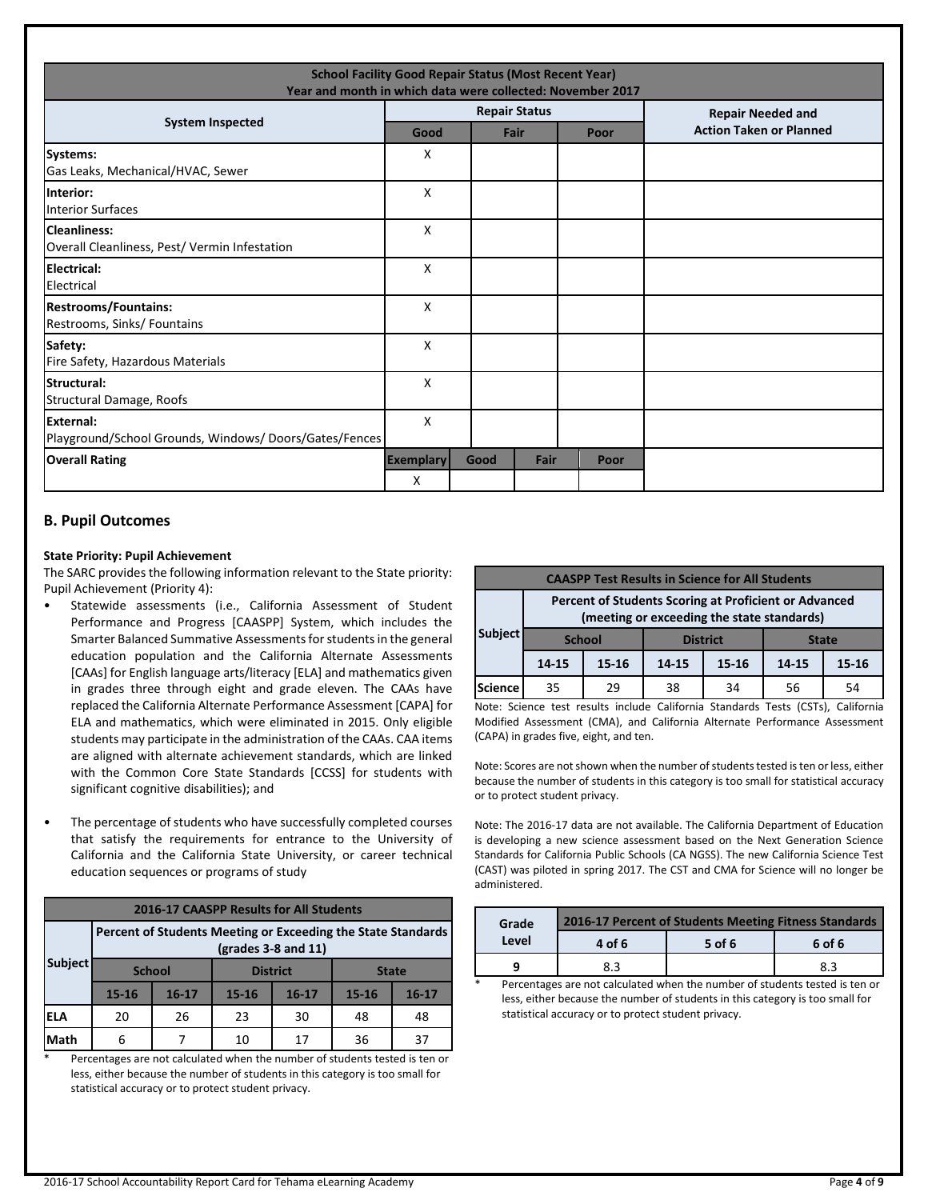| School Facility Good Repair Status (Most Recent Year)<br>Year and month in which data were collected: November 2017 | | | | | |
|---|---|---|---|---|---|
| **System Inspected** | **Repair Status** | | | | **Repair Needed and Action Taken or Planned** |
| | **Good** | **Fair** | | **Poor** | |
| **Systems:**<br>Gas Leaks, Mechanical/HVAC, Sewer | X | | | | |
| **Interior:**<br>Interior Surfaces | X | | | | |
| **Cleanliness:**<br>Overall Cleanliness, Pest/ Vermin Infestation | X | | | | |
| **Electrical:**<br>Electrical | X | | | | |
| **Restrooms/Fountains:**<br>Restrooms, Sinks/ Fountains | X | | | | |
| **Safety:**<br>Fire Safety, Hazardous Materials | X | | | | |
| **Structural:**<br>Structural Damage, Roofs | X | | | | |
| **External:**<br>Playground/School Grounds, Windows/ Doors/Gates/Fences | X | | | | |
| **Overall Rating** | **Exemplary** | **Good** | **Fair** | **Poor** | |
| | X | | | | |

## B. Pupil Outcomes

**State Priority: Pupil Achievement**

The SARC provides the following information relevant to the State priority: Pupil Achievement (Priority 4):

- Statewide assessments (i.e., California Assessment of Student Performance and Progress [CAASPP] System, which includes the Smarter Balanced Summative Assessments for students in the general education population and the California Alternate Assessments [CAAs] for English language arts/literacy [ELA] and mathematics given in grades three through eight and grade eleven. The CAAs have replaced the California Alternate Performance Assessment [CAPA] for ELA and mathematics, which were eliminated in 2015. Only eligible students may participate in the administration of the CAAs. CAA items are aligned with alternate achievement standards, which are linked with the Common Core State Standards [CCSS] for students with significant cognitive disabilities); and
- The percentage of students who have successfully completed courses that satisfy the requirements for entrance to the University of California and the California State University, or career technical education sequences or programs of study

| 2016-17 CAASPP Results for All Students | | | | | | |
|---|---|---|---|---|---|---|
| **Subject** | **Percent of Students Meeting or Exceeding the State Standards (grades 3-8 and 11)** | | | | | |
| | **School** | | **District** | | **State** | |
| | **15-16** | **16-17** | **15-16** | **16-17** | **15-16** | **16-17** |
| **ELA** | 20 | 26 | 23 | 30 | 48 | 48 |
| **Math** | 6 | 7 | 10 | 17 | 36 | 37 |

\* Percentages are not calculated when the number of students tested is ten or less, either because the number of students in this category is too small for statistical accuracy or to protect student privacy.

| CAASPP Test Results in Science for All Students | | | | | | |
|---|---|---|---|---|---|---|
| **Subject** | **Percent of Students Scoring at Proficient or Advanced (meeting or exceeding the state standards)** | | | | | |
| | **School** | | **District** | | **State** | |
| | **14-15** | **15-16** | **14-15** | **15-16** | **14-15** | **15-16** |
| **Science** | 35 | 29 | 38 | 34 | 56 | 54 |

Note: Science test results include California Standards Tests (CSTs), California Modified Assessment (CMA), and California Alternate Performance Assessment (CAPA) in grades five, eight, and ten.

Note: Scores are not shown when the number of students tested is ten or less, either because the number of students in this category is too small for statistical accuracy or to protect student privacy.

Note: The 2016-17 data are not available. The California Department of Education is developing a new science assessment based on the Next Generation Science Standards for California Public Schools (CA NGSS). The new California Science Test (CAST) was piloted in spring 2017. The CST and CMA for Science will no longer be administered.

| Grade Level | 2016-17 Percent of Students Meeting Fitness Standards | | |
|---|---|---|---|
| | **4 of 6** | **5 of 6** | **6 of 6** |
| **9** | 8.3 | | 8.3 |

\* Percentages are not calculated when the number of students tested is ten or less, either because the number of students in this category is too small for statistical accuracy or to protect student privacy.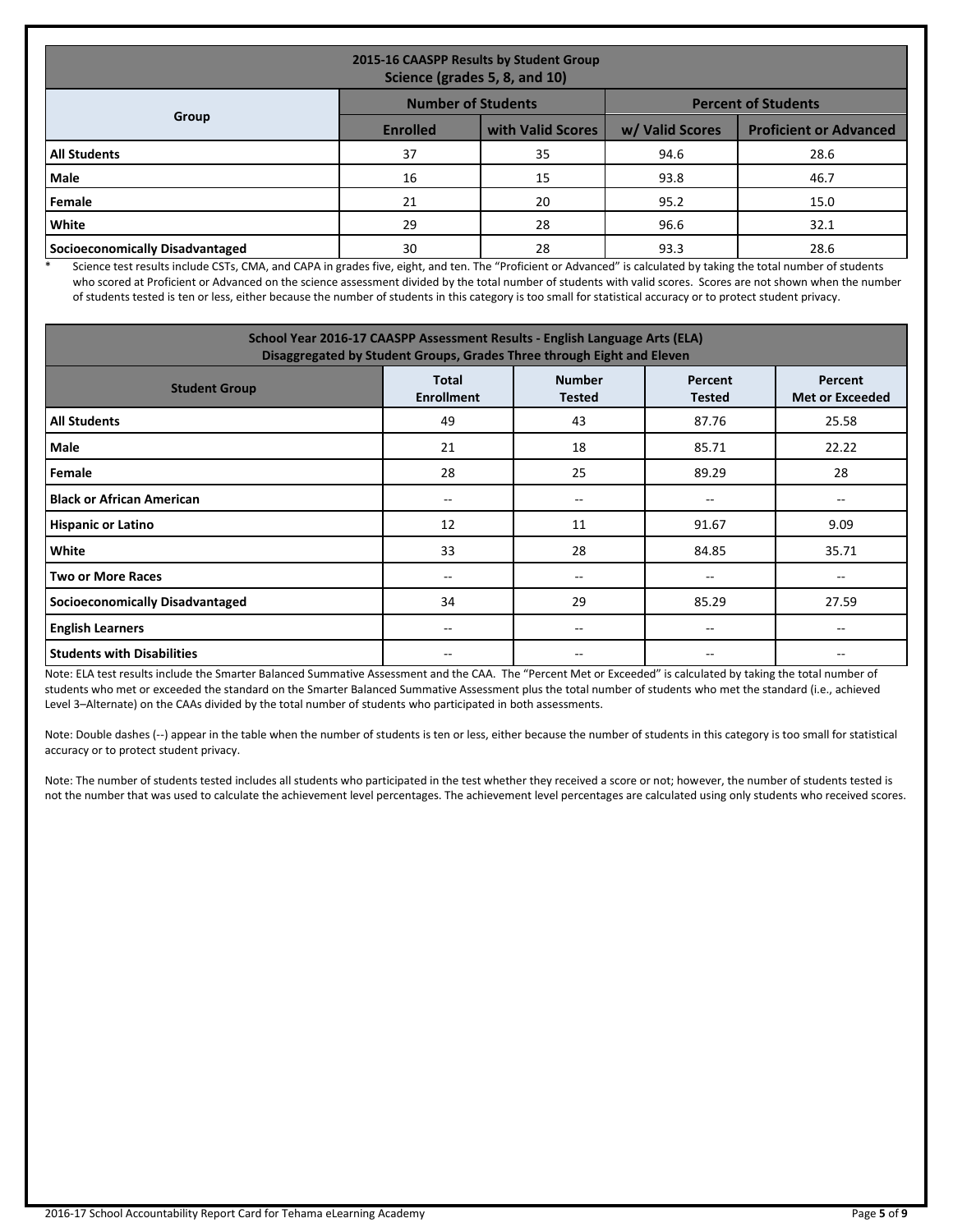| 2015-16 CAASPP Results by Student Group<br>Science (grades 5, 8, and 10) | | | | |
|---|---|---|---|---|
| Group | Number of Students | | Percent of Students | |
| | Enrolled | with Valid Scores | w/ Valid Scores | Proficient or Advanced |
| **All Students** | 37 | 35 | 94.6 | 28.6 |
| **Male** | 16 | 15 | 93.8 | 46.7 |
| **Female** | 21 | 20 | 95.2 | 15.0 |
| **White** | 29 | 28 | 96.6 | 32.1 |
| **Socioeconomically Disadvantaged** | 30 | 28 | 93.3 | 28.6 |

\* Science test results include CSTs, CMA, and CAPA in grades five, eight, and ten. The "Proficient or Advanced" is calculated by taking the total number of students who scored at Proficient or Advanced on the science assessment divided by the total number of students with valid scores. Scores are not shown when the number of students tested is ten or less, either because the number of students in this category is too small for statistical accuracy or to protect student privacy.

| School Year 2016-17 CAASPP Assessment Results - English Language Arts (ELA)<br>Disaggregated by Student Groups, Grades Three through Eight and Eleven | | | | |
|---|---|---|---|---|
| Student Group | Total Enrollment | Number Tested | Percent Tested | Percent Met or Exceeded |
| **All Students** | 49 | 43 | 87.76 | 25.58 |
| **Male** | 21 | 18 | 85.71 | 22.22 |
| **Female** | 28 | 25 | 89.29 | 28 |
| **Black or African American** | -- | -- | -- | -- |
| **Hispanic or Latino** | 12 | 11 | 91.67 | 9.09 |
| **White** | 33 | 28 | 84.85 | 35.71 |
| **Two or More Races** | -- | -- | -- | -- |
| **Socioeconomically Disadvantaged** | 34 | 29 | 85.29 | 27.59 |
| **English Learners** | -- | -- | -- | -- |
| **Students with Disabilities** | -- | -- | -- | -- |

Note: ELA test results include the Smarter Balanced Summative Assessment and the CAA. The "Percent Met or Exceeded" is calculated by taking the total number of students who met or exceeded the standard on the Smarter Balanced Summative Assessment plus the total number of students who met the standard (i.e., achieved Level 3–Alternate) on the CAAs divided by the total number of students who participated in both assessments.

Note: Double dashes (--) appear in the table when the number of students is ten or less, either because the number of students in this category is too small for statistical accuracy or to protect student privacy.

Note: The number of students tested includes all students who participated in the test whether they received a score or not; however, the number of students tested is not the number that was used to calculate the achievement level percentages. The achievement level percentages are calculated using only students who received scores.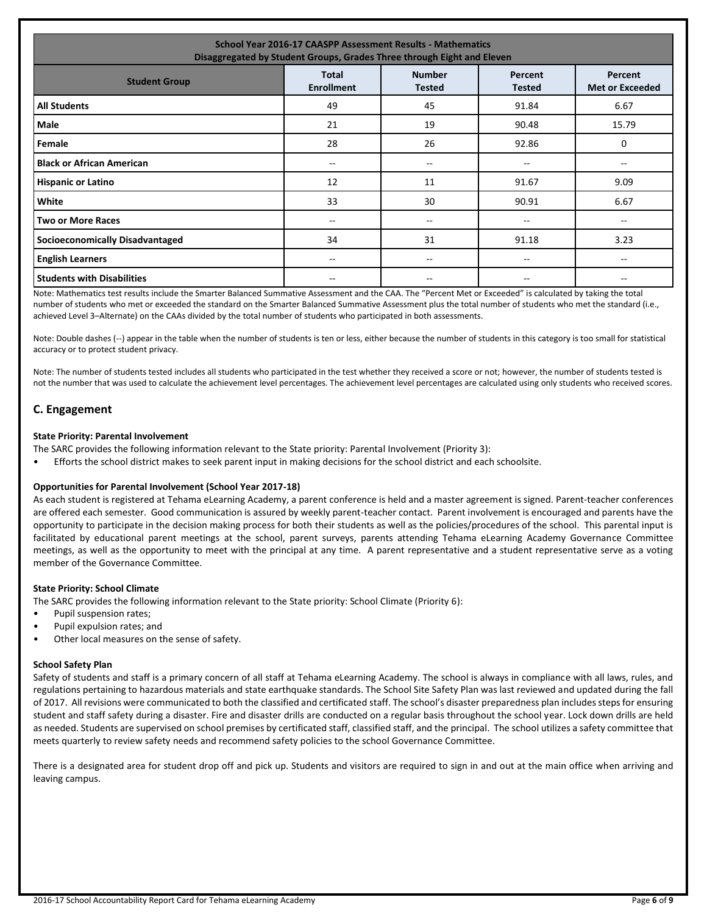| School Year 2016-17 CAASPP Assessment Results - Mathematics<br>Disaggregated by Student Groups, Grades Three through Eight and Eleven | | | | |
|---|---|---|---|---|
| **Student Group** | **Total Enrollment** | **Number Tested** | **Percent Tested** | **Percent Met or Exceeded** |
| **All Students** | 49 | 45 | 91.84 | 6.67 |
| **Male** | 21 | 19 | 90.48 | 15.79 |
| **Female** | 28 | 26 | 92.86 | 0 |
| **Black or African American** | -- | -- | -- | -- |
| **Hispanic or Latino** | 12 | 11 | 91.67 | 9.09 |
| **White** | 33 | 30 | 90.91 | 6.67 |
| **Two or More Races** | -- | -- | -- | -- |
| **Socioeconomically Disadvantaged** | 34 | 31 | 91.18 | 3.23 |
| **English Learners** | -- | -- | -- | -- |
| **Students with Disabilities** | -- | -- | -- | -- |

Note: Mathematics test results include the Smarter Balanced Summative Assessment and the CAA. The "Percent Met or Exceeded" is calculated by taking the total number of students who met or exceeded the standard on the Smarter Balanced Summative Assessment plus the total number of students who met the standard (i.e., achieved Level 3–Alternate) on the CAAs divided by the total number of students who participated in both assessments.

Note: Double dashes (--) appear in the table when the number of students is ten or less, either because the number of students in this category is too small for statistical accuracy or to protect student privacy.

Note: The number of students tested includes all students who participated in the test whether they received a score or not; however, the number of students tested is not the number that was used to calculate the achievement level percentages. The achievement level percentages are calculated using only students who received scores.

## C. Engagement

**State Priority: Parental Involvement**

The SARC provides the following information relevant to the State priority: Parental Involvement (Priority 3):

- Efforts the school district makes to seek parent input in making decisions for the school district and each schoolsite.

**Opportunities for Parental Involvement (School Year 2017-18)**

As each student is registered at Tehama eLearning Academy, a parent conference is held and a master agreement is signed. Parent-teacher conferences are offered each semester. Good communication is assured by weekly parent-teacher contact. Parent involvement is encouraged and parents have the opportunity to participate in the decision making process for both their students as well as the policies/procedures of the school. This parental input is facilitated by educational parent meetings at the school, parent surveys, parents attending Tehama eLearning Academy Governance Committee meetings, as well as the opportunity to meet with the principal at any time. A parent representative and a student representative serve as a voting member of the Governance Committee.

**State Priority: School Climate**

The SARC provides the following information relevant to the State priority: School Climate (Priority 6):

- Pupil suspension rates;
- Pupil expulsion rates; and
- Other local measures on the sense of safety.

**School Safety Plan**

Safety of students and staff is a primary concern of all staff at Tehama eLearning Academy. The school is always in compliance with all laws, rules, and regulations pertaining to hazardous materials and state earthquake standards. The School Site Safety Plan was last reviewed and updated during the fall of 2017. All revisions were communicated to both the classified and certificated staff. The school's disaster preparedness plan includes steps for ensuring student and staff safety during a disaster. Fire and disaster drills are conducted on a regular basis throughout the school year. Lock down drills are held as needed. Students are supervised on school premises by certificated staff, classified staff, and the principal. The school utilizes a safety committee that meets quarterly to review safety needs and recommend safety policies to the school Governance Committee.

There is a designated area for student drop off and pick up. Students and visitors are required to sign in and out at the main office when arriving and leaving campus.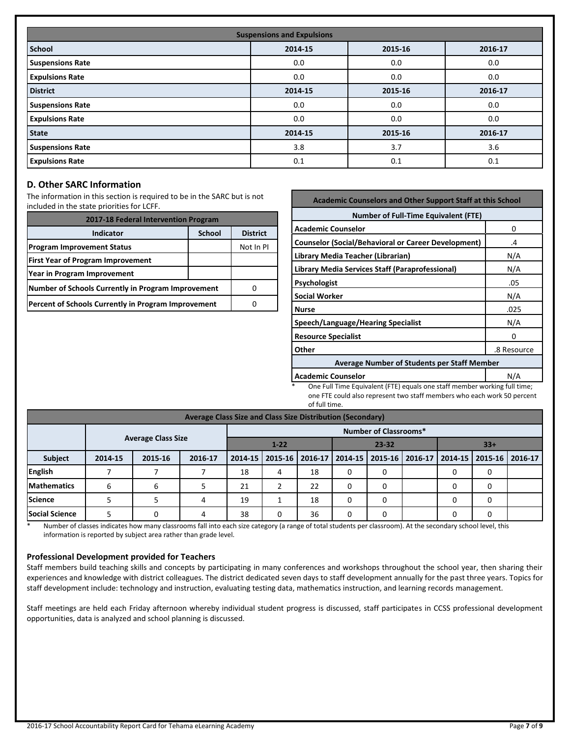| Suspensions and Expulsions | | | |
|---|---|---|---|
| **School** | **2014-15** | **2015-16** | **2016-17** |
| **Suspensions Rate** | 0.0 | 0.0 | 0.0 |
| **Expulsions Rate** | 0.0 | 0.0 | 0.0 |
| **District** | **2014-15** | **2015-16** | **2016-17** |
| **Suspensions Rate** | 0.0 | 0.0 | 0.0 |
| **Expulsions Rate** | 0.0 | 0.0 | 0.0 |
| **State** | **2014-15** | **2015-16** | **2016-17** |
| **Suspensions Rate** | 3.8 | 3.7 | 3.6 |
| **Expulsions Rate** | 0.1 | 0.1 | 0.1 |

## D. Other SARC Information

The information in this section is required to be in the SARC but is not included in the state priorities for LCFF.

| 2017-18 Federal Intervention Program | | |
|---|---|---|
| **Indicator** | **School** | **District** |
| **Program Improvement Status** | | Not In PI |
| **First Year of Program Improvement** | | |
| **Year in Program Improvement** | | |
| **Number of Schools Currently in Program Improvement** | | 0 |
| **Percent of Schools Currently in Program Improvement** | | 0 |

| Academic Counselors and Other Support Staff at this School | |
|---|---|
| **Number of Full-Time Equivalent (FTE)** | |
| **Academic Counselor** | 0 |
| **Counselor (Social/Behavioral or Career Development)** | .4 |
| **Library Media Teacher (Librarian)** | N/A |
| **Library Media Services Staff (Paraprofessional)** | N/A |
| **Psychologist** | .05 |
| **Social Worker** | N/A |
| **Nurse** | .025 |
| **Speech/Language/Hearing Specialist** | N/A |
| **Resource Specialist** | 0 |
| **Other** | .8 Resource |
| **Average Number of Students per Staff Member** | |
| **Academic Counselor** | N/A |

\* One Full Time Equivalent (FTE) equals one staff member working full time; one FTE could also represent two staff members who each work 50 percent of full time.

| Average Class Size and Class Size Distribution (Secondary) | | | | | | | | | | | | |
|---|---|---|---|---|---|---|---|---|---|---|---|---|
| | **Average Class Size** | | | **Number of Classrooms*** | | | | | | | | |
| | | | | **1-22** | | | **23-32** | | | **33+** | | |
| **Subject** | **2014-15** | **2015-16** | **2016-17** | **2014-15** | **2015-16** | **2016-17** | **2014-15** | **2015-16** | **2016-17** | **2014-15** | **2015-16** | **2016-17** |
| **English** | 7 | 7 | 7 | 18 | 4 | 18 | 0 | 0 | | 0 | 0 | |
| **Mathematics** | 6 | 6 | 5 | 21 | 2 | 22 | 0 | 0 | | 0 | 0 | |
| **Science** | 5 | 5 | 4 | 19 | 1 | 18 | 0 | 0 | | 0 | 0 | |
| **Social Science** | 5 | 0 | 4 | 38 | 0 | 36 | 0 | 0 | | 0 | 0 | |

\* Number of classes indicates how many classrooms fall into each size category (a range of total students per classroom). At the secondary school level, this information is reported by subject area rather than grade level.

### Professional Development provided for Teachers

Staff members build teaching skills and concepts by participating in many conferences and workshops throughout the school year, then sharing their experiences and knowledge with district colleagues. The district dedicated seven days to staff development annually for the past three years. Topics for staff development include: technology and instruction, evaluating testing data, mathematics instruction, and learning records management.

Staff meetings are held each Friday afternoon whereby individual student progress is discussed, staff participates in CCSS professional development opportunities, data is analyzed and school planning is discussed.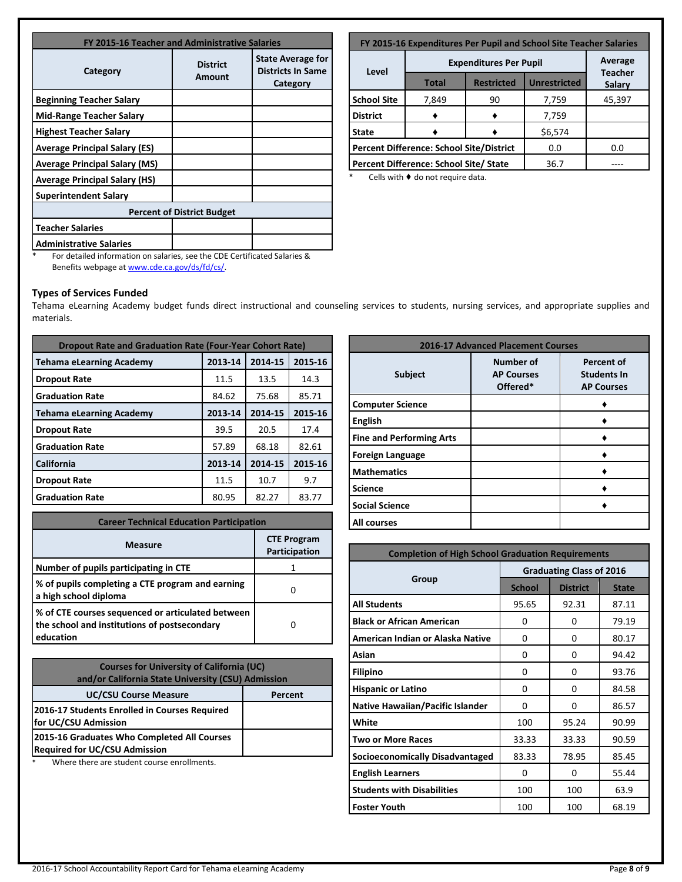| FY 2015-16 Teacher and Administrative Salaries | | |
|---|---|---|
| Category | District Amount | State Average for Districts In Same Category |
| Beginning Teacher Salary | | |
| Mid-Range Teacher Salary | | |
| Highest Teacher Salary | | |
| Average Principal Salary (ES) | | |
| Average Principal Salary (MS) | | |
| Average Principal Salary (HS) | | |
| Superintendent Salary | | |
| Percent of District Budget | | |
| Teacher Salaries | | |
| Administrative Salaries | | |

* For detailed information on salaries, see the CDE Certificated Salaries & Benefits webpage at www.cde.ca.gov/ds/fd/cs/.

| FY 2015-16 Expenditures Per Pupil and School Site Teacher Salaries | | | | |
|---|---|---|---|---|
| Level | Expenditures Per Pupil | | | Average Teacher Salary |
| | Total | Restricted | Unrestricted | |
| School Site | 7,849 | 90 | 7,759 | 45,397 |
| District | ♦ | ♦ | 7,759 | |
| State | ♦ | ♦ | $6,574 | |
| Percent Difference: School Site/District | | | 0.0 | 0.0 |
| Percent Difference: School Site/ State | | | 36.7 | ---- |

* Cells with ♦ do not require data.

### Types of Services Funded

Tehama eLearning Academy budget funds direct instructional and counseling services to students, nursing services, and appropriate supplies and materials.

| Dropout Rate and Graduation Rate (Four-Year Cohort Rate) | | | |
|---|---|---|---|
| Tehama eLearning Academy | 2013-14 | 2014-15 | 2015-16 |
| Dropout Rate | 11.5 | 13.5 | 14.3 |
| Graduation Rate | 84.62 | 75.68 | 85.71 |
| Tehama eLearning Academy | 2013-14 | 2014-15 | 2015-16 |
| Dropout Rate | 39.5 | 20.5 | 17.4 |
| Graduation Rate | 57.89 | 68.18 | 82.61 |
| California | 2013-14 | 2014-15 | 2015-16 |
| Dropout Rate | 11.5 | 10.7 | 9.7 |
| Graduation Rate | 80.95 | 82.27 | 83.77 |

| Career Technical Education Participation | |
|---|---|
| Measure | CTE Program Participation |
| Number of pupils participating in CTE | 1 |
| % of pupils completing a CTE program and earning a high school diploma | 0 |
| % of CTE courses sequenced or articulated between the school and institutions of postsecondary education | 0 |

| Courses for University of California (UC) and/or California State University (CSU) Admission | |
|---|---|
| UC/CSU Course Measure | Percent |
| 2016-17 Students Enrolled in Courses Required for UC/CSU Admission | |
| 2015-16 Graduates Who Completed All Courses Required for UC/CSU Admission | |

* Where there are student course enrollments.

| 2016-17 Advanced Placement Courses | | |
|---|---|---|
| Subject | Number of AP Courses Offered* | Percent of Students In AP Courses |
| Computer Science | | ♦ |
| English | | ♦ |
| Fine and Performing Arts | | ♦ |
| Foreign Language | | ♦ |
| Mathematics | | ♦ |
| Science | | ♦ |
| Social Science | | ♦ |
| All courses | | |

| Completion of High School Graduation Requirements | | | |
|---|---|---|---|
| Group | Graduating Class of 2016 | | |
| | School | District | State |
| All Students | 95.65 | 92.31 | 87.11 |
| Black or African American | 0 | 0 | 79.19 |
| American Indian or Alaska Native | 0 | 0 | 80.17 |
| Asian | 0 | 0 | 94.42 |
| Filipino | 0 | 0 | 93.76 |
| Hispanic or Latino | 0 | 0 | 84.58 |
| Native Hawaiian/Pacific Islander | 0 | 0 | 86.57 |
| White | 100 | 95.24 | 90.99 |
| Two or More Races | 33.33 | 33.33 | 90.59 |
| Socioeconomically Disadvantaged | 83.33 | 78.95 | 85.45 |
| English Learners | 0 | 0 | 55.44 |
| Students with Disabilities | 100 | 100 | 63.9 |
| Foster Youth | 100 | 100 | 68.19 |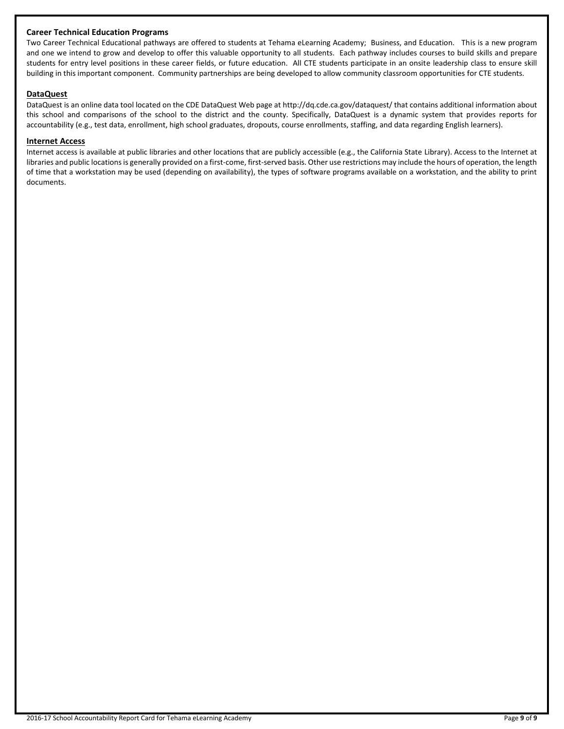**Career Technical Education Programs**

Two Career Technical Educational pathways are offered to students at Tehama eLearning Academy; Business, and Education. This is a new program and one we intend to grow and develop to offer this valuable opportunity to all students. Each pathway includes courses to build skills and prepare students for entry level positions in these career fields, or future education. All CTE students participate in an onsite leadership class to ensure skill building in this important component. Community partnerships are being developed to allow community classroom opportunities for CTE students.

**DataQuest**

DataQuest is an online data tool located on the CDE DataQuest Web page at http://dq.cde.ca.gov/dataquest/ that contains additional information about this school and comparisons of the school to the district and the county. Specifically, DataQuest is a dynamic system that provides reports for accountability (e.g., test data, enrollment, high school graduates, dropouts, course enrollments, staffing, and data regarding English learners).

**Internet Access**

Internet access is available at public libraries and other locations that are publicly accessible (e.g., the California State Library). Access to the Internet at libraries and public locations is generally provided on a first-come, first-served basis. Other use restrictions may include the hours of operation, the length of time that a workstation may be used (depending on availability), the types of software programs available on a workstation, and the ability to print documents.